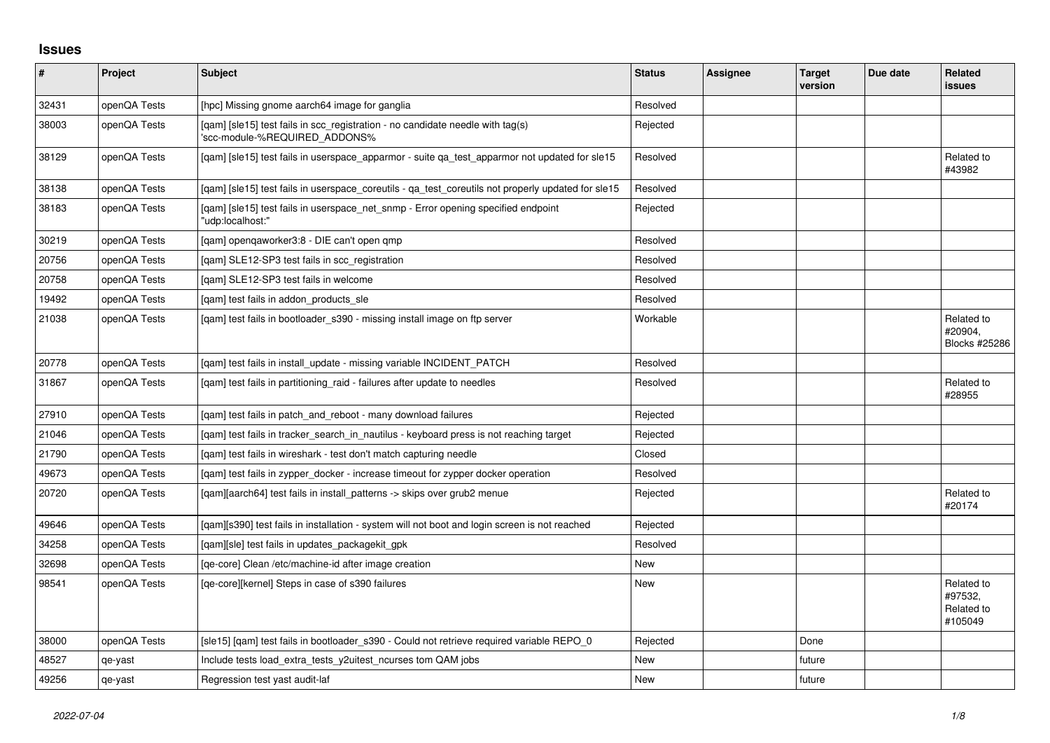# Issues

| # | Project | Subject | Status | Assignee | Target version | Due date | Related issues |
|---|---|---|---|---|---|---|---|
| 32431 | openQA Tests | [hpc] Missing gnome aarch64 image for ganglia | Resolved | | | | |
| 38003 | openQA Tests | [qam] [sle15] test fails in scc_registration - no candidate needle with tag(s) 'scc-module-%REQUIRED_ADDONS% | Rejected | | | | |
| 38129 | openQA Tests | [qam] [sle15] test fails in userspace_apparmor - suite qa_test_apparmor not updated for sle15 | Resolved | | | | Related to #43982 |
| 38138 | openQA Tests | [qam] [sle15] test fails in userspace_coreutils - qa_test_coreutils not properly updated for sle15 | Resolved | | | | |
| 38183 | openQA Tests | [qam] [sle15] test fails in userspace_net_snmp - Error opening specified endpoint "udp:localhost:" | Rejected | | | | |
| 30219 | openQA Tests | [qam] openqaworker3:8 - DIE can't open qmp | Resolved | | | | |
| 20756 | openQA Tests | [qam] SLE12-SP3 test fails in scc_registration | Resolved | | | | |
| 20758 | openQA Tests | [qam] SLE12-SP3 test fails in welcome | Resolved | | | | |
| 19492 | openQA Tests | [qam] test fails in addon_products_sle | Resolved | | | | |
| 21038 | openQA Tests | [qam] test fails in bootloader_s390 - missing install image on ftp server | Workable | | | | Related to #20904, Blocks #25286 |
| 20778 | openQA Tests | [qam] test fails in install_update - missing variable INCIDENT_PATCH | Resolved | | | | |
| 31867 | openQA Tests | [qam] test fails in partitioning_raid - failures after update to needles | Resolved | | | | Related to #28955 |
| 27910 | openQA Tests | [qam] test fails in patch_and_reboot - many download failures | Rejected | | | | |
| 21046 | openQA Tests | [qam] test fails in tracker_search_in_nautilus - keyboard press is not reaching target | Rejected | | | | |
| 21790 | openQA Tests | [qam] test fails in wireshark - test don't match capturing needle | Closed | | | | |
| 49673 | openQA Tests | [qam] test fails in zypper_docker - increase timeout for zypper docker operation | Resolved | | | | |
| 20720 | openQA Tests | [qam][aarch64] test fails in install_patterns -> skips over grub2 menue | Rejected | | | | Related to #20174 |
| 49646 | openQA Tests | [qam][s390] test fails in installation - system will not boot and login screen is not reached | Rejected | | | | |
| 34258 | openQA Tests | [qam][sle] test fails in updates_packagekit_gpk | Resolved | | | | |
| 32698 | openQA Tests | [qe-core] Clean /etc/machine-id after image creation | New | | | | |
| 98541 | openQA Tests | [qe-core][kernel] Steps in case of s390 failures | New | | | | Related to #97532, Related to #105049 |
| 38000 | openQA Tests | [sle15] [qam] test fails in bootloader_s390 - Could not retrieve required variable REPO_0 | Rejected | | Done | | |
| 48527 | qe-yast | Include tests load_extra_tests_y2uitest_ncurses tom QAM jobs | New | | future | | |
| 49256 | qe-yast | Regression test yast audit-laf | New | | future | | |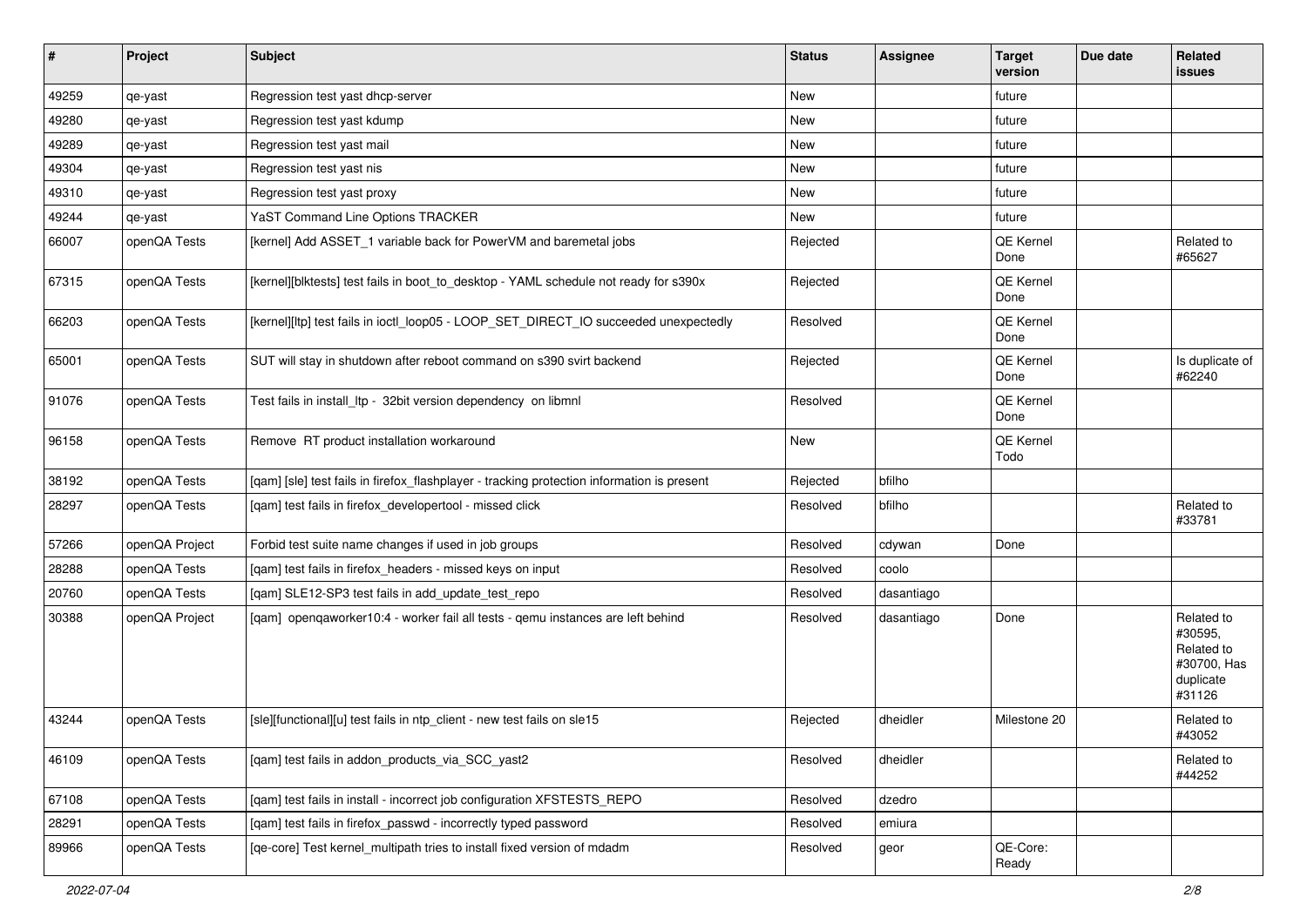| # | Project | Subject | Status | Assignee | Target version | Due date | Related issues |
|---|---|---|---|---|---|---|---|
| 49259 | qe-yast | Regression test yast dhcp-server | New | | future | | |
| 49280 | qe-yast | Regression test yast kdump | New | | future | | |
| 49289 | qe-yast | Regression test yast mail | New | | future | | |
| 49304 | qe-yast | Regression test yast nis | New | | future | | |
| 49310 | qe-yast | Regression test yast proxy | New | | future | | |
| 49244 | qe-yast | YaST Command Line Options TRACKER | New | | future | | |
| 66007 | openQA Tests | [kernel] Add ASSET_1 variable back for PowerVM and baremetal jobs | Rejected | | QE Kernel Done | | Related to #65627 |
| 67315 | openQA Tests | [kernel][blktests] test fails in boot_to_desktop - YAML schedule not ready for s390x | Rejected | | QE Kernel Done | | |
| 66203 | openQA Tests | [kernel][ltp] test fails in ioctl_loop05 - LOOP_SET_DIRECT_IO succeeded unexpectedly | Resolved | | QE Kernel Done | | |
| 65001 | openQA Tests | SUT will stay in shutdown after reboot command on s390 svirt backend | Rejected | | QE Kernel Done | | Is duplicate of #62240 |
| 91076 | openQA Tests | Test fails in install_ltp - 32bit version dependency on libmnl | Resolved | | QE Kernel Done | | |
| 96158 | openQA Tests | Remove RT product installation workaround | New | | QE Kernel Todo | | |
| 38192 | openQA Tests | [qam] [sle] test fails in firefox_flashplayer - tracking protection information is present | Rejected | bfilho | | | |
| 28297 | openQA Tests | [qam] test fails in firefox_developertool - missed click | Resolved | bfilho | | | Related to #33781 |
| 57266 | openQA Project | Forbid test suite name changes if used in job groups | Resolved | cdywan | Done | | |
| 28288 | openQA Tests | [qam] test fails in firefox_headers - missed keys on input | Resolved | coolo | | | |
| 20760 | openQA Tests | [qam] SLE12-SP3 test fails in add_update_test_repo | Resolved | dasantiago | | | |
| 30388 | openQA Project | [qam] openqaworker10:4 - worker fail all tests - qemu instances are left behind | Resolved | dasantiago | Done | | Related to #30595, Related to #30700, Has duplicate #31126 |
| 43244 | openQA Tests | [sle][functional][u] test fails in ntp_client - new test fails on sle15 | Rejected | dheidler | Milestone 20 | | Related to #43052 |
| 46109 | openQA Tests | [qam] test fails in addon_products_via_SCC_yast2 | Resolved | dheidler | | | Related to #44252 |
| 67108 | openQA Tests | [qam] test fails in install - incorrect job configuration XFSTESTS_REPO | Resolved | dzedro | | | |
| 28291 | openQA Tests | [qam] test fails in firefox_passwd - incorrectly typed password | Resolved | emiura | | | |
| 89966 | openQA Tests | [qe-core] Test kernel_multipath tries to install fixed version of mdadm | Resolved | geor | QE-Core: Ready | | |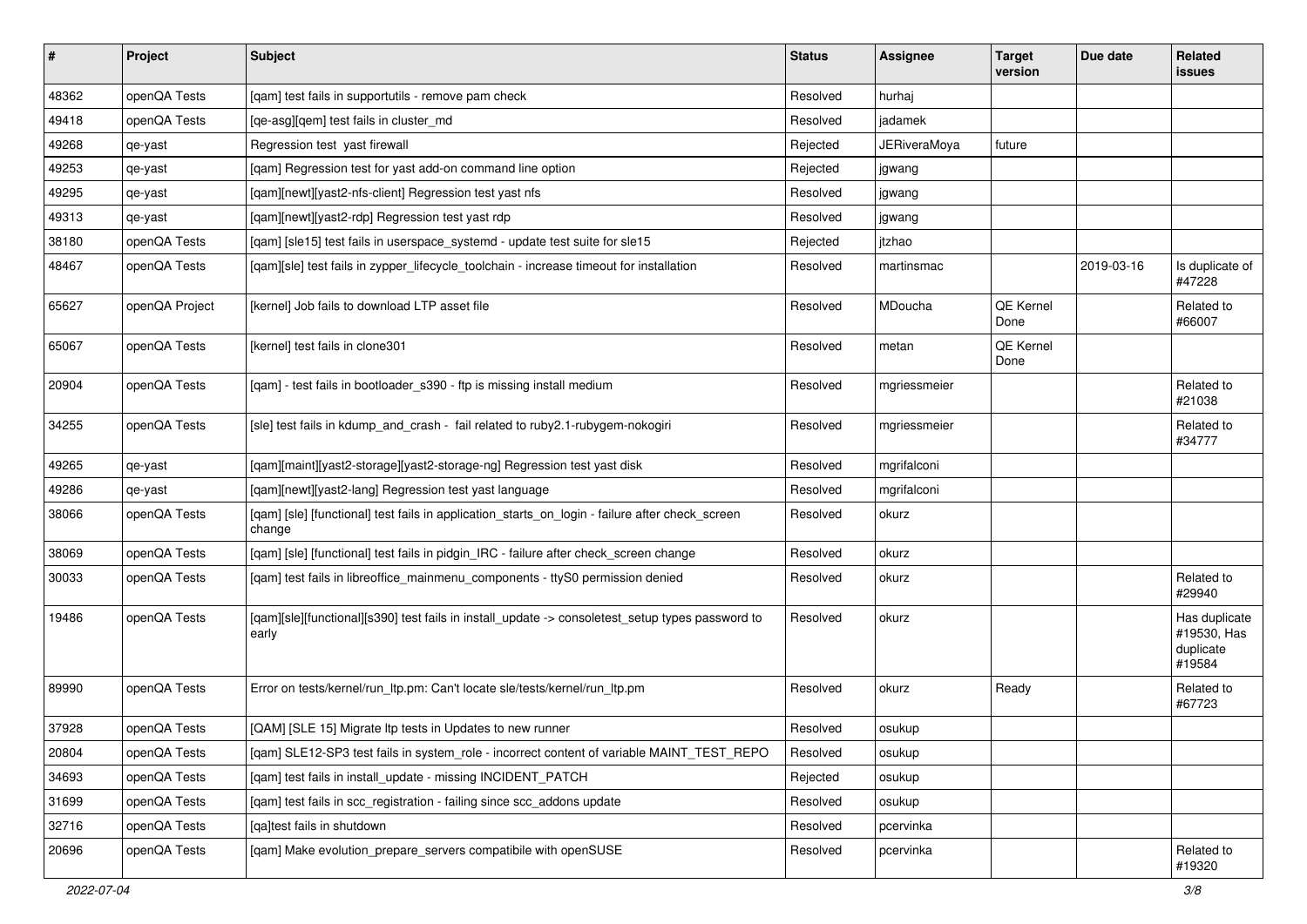| # | Project | Subject | Status | Assignee | Target version | Due date | Related issues |
|---|---|---|---|---|---|---|---|
| 48362 | openQA Tests | [qam] test fails in supportutils - remove pam check | Resolved | hurhaj | | | |
| 49418 | openQA Tests | [qe-asg][qem] test fails in cluster_md | Resolved | jadamek | | | |
| 49268 | qe-yast | Regression test yast firewall | Rejected | JERiveraMoya | future | | |
| 49253 | qe-yast | [qam] Regression test for yast add-on command line option | Rejected | jgwang | | | |
| 49295 | qe-yast | [qam][newt][yast2-nfs-client] Regression test yast nfs | Resolved | jgwang | | | |
| 49313 | qe-yast | [qam][newt][yast2-rdp] Regression test yast rdp | Resolved | jgwang | | | |
| 38180 | openQA Tests | [qam] [sle15] test fails in userspace_systemd - update test suite for sle15 | Rejected | jtzhao | | | |
| 48467 | openQA Tests | [qam][sle] test fails in zypper_lifecycle_toolchain - increase timeout for installation | Resolved | martinsmac | | 2019-03-16 | Is duplicate of #47228 |
| 65627 | openQA Project | [kernel] Job fails to download LTP asset file | Resolved | MDoucha | QE Kernel Done | | Related to #66007 |
| 65067 | openQA Tests | [kernel] test fails in clone301 | Resolved | metan | QE Kernel Done | | |
| 20904 | openQA Tests | [qam] - test fails in bootloader_s390 - ftp is missing install medium | Resolved | mgriessmeier | | | Related to #21038 |
| 34255 | openQA Tests | [sle] test fails in kdump_and_crash - fail related to ruby2.1-rubygem-nokogiri | Resolved | mgriessmeier | | | Related to #34777 |
| 49265 | qe-yast | [qam][maint][yast2-storage][yast2-storage-ng] Regression test yast disk | Resolved | mgrifalconi | | | |
| 49286 | qe-yast | [qam][newt][yast2-lang] Regression test yast language | Resolved | mgrifalconi | | | |
| 38066 | openQA Tests | [qam] [sle] [functional] test fails in application_starts_on_login - failure after check_screen change | Resolved | okurz | | | |
| 38069 | openQA Tests | [qam] [sle] [functional] test fails in pidgin_IRC - failure after check_screen change | Resolved | okurz | | | |
| 30033 | openQA Tests | [qam] test fails in libreoffice_mainmenu_components - ttyS0 permission denied | Resolved | okurz | | | Related to #29940 |
| 19486 | openQA Tests | [qam][sle][functional][s390] test fails in install_update -> consoletest_setup types password to early | Resolved | okurz | | | Has duplicate #19530, Has duplicate #19584 |
| 89990 | openQA Tests | Error on tests/kernel/run_ltp.pm: Can't locate sle/tests/kernel/run_ltp.pm | Resolved | okurz | Ready | | Related to #67723 |
| 37928 | openQA Tests | [QAM] [SLE 15] Migrate ltp tests in Updates to new runner | Resolved | osukup | | | |
| 20804 | openQA Tests | [qam] SLE12-SP3 test fails in system_role - incorrect content of variable MAINT_TEST_REPO | Resolved | osukup | | | |
| 34693 | openQA Tests | [qam] test fails in install_update - missing INCIDENT_PATCH | Rejected | osukup | | | |
| 31699 | openQA Tests | [qam] test fails in scc_registration - failing since scc_addons update | Resolved | osukup | | | |
| 32716 | openQA Tests | [qa]test fails in shutdown | Resolved | pcervinka | | | |
| 20696 | openQA Tests | [qam] Make evolution_prepare_servers compatibile with openSUSE | Resolved | pcervinka | | | Related to #19320 |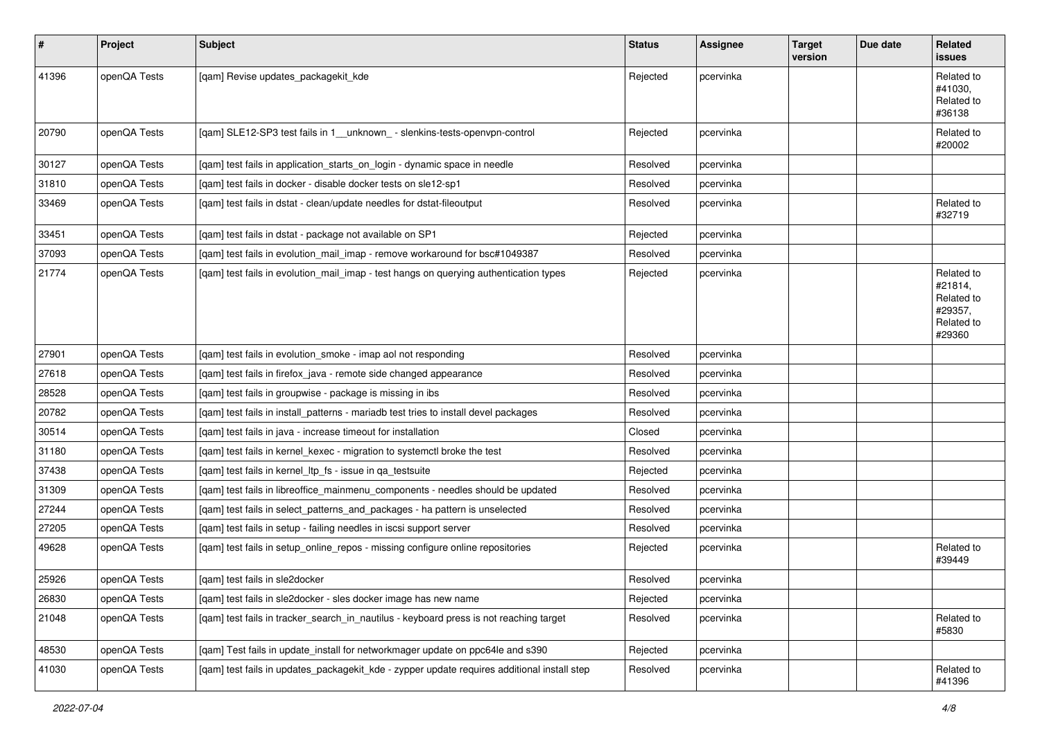| # | Project | Subject | Status | Assignee | Target version | Due date | Related issues |
|---|---|---|---|---|---|---|---|
| 41396 | openQA Tests | [qam] Revise updates_packagekit_kde | Rejected | pcervinka | | | Related to #41030, Related to #36138 |
| 20790 | openQA Tests | [qam] SLE12-SP3 test fails in 1__unknown_ - slenkins-tests-openvpn-control | Rejected | pcervinka | | | Related to #20002 |
| 30127 | openQA Tests | [qam] test fails in application_starts_on_login - dynamic space in needle | Resolved | pcervinka | | | |
| 31810 | openQA Tests | [qam] test fails in docker - disable docker tests on sle12-sp1 | Resolved | pcervinka | | | |
| 33469 | openQA Tests | [qam] test fails in dstat - clean/update needles for dstat-fileoutput | Resolved | pcervinka | | | Related to #32719 |
| 33451 | openQA Tests | [qam] test fails in dstat - package not available on SP1 | Rejected | pcervinka | | | |
| 37093 | openQA Tests | [qam] test fails in evolution_mail_imap - remove workaround for bsc#1049387 | Resolved | pcervinka | | | |
| 21774 | openQA Tests | [qam] test fails in evolution_mail_imap - test hangs on querying authentication types | Rejected | pcervinka | | | Related to #21814, Related to #29357, Related to #29360 |
| 27901 | openQA Tests | [qam] test fails in evolution_smoke - imap aol not responding | Resolved | pcervinka | | | |
| 27618 | openQA Tests | [qam] test fails in firefox_java - remote side changed appearance | Resolved | pcervinka | | | |
| 28528 | openQA Tests | [qam] test fails in groupwise - package is missing in ibs | Resolved | pcervinka | | | |
| 20782 | openQA Tests | [qam] test fails in install_patterns - mariadb test tries to install devel packages | Resolved | pcervinka | | | |
| 30514 | openQA Tests | [qam] test fails in java - increase timeout for installation | Closed | pcervinka | | | |
| 31180 | openQA Tests | [qam] test fails in kernel_kexec - migration to systemctl broke the test | Resolved | pcervinka | | | |
| 37438 | openQA Tests | [qam] test fails in kernel_ltp_fs - issue in qa_testsuite | Rejected | pcervinka | | | |
| 31309 | openQA Tests | [qam] test fails in libreoffice_mainmenu_components - needles should be updated | Resolved | pcervinka | | | |
| 27244 | openQA Tests | [qam] test fails in select_patterns_and_packages - ha pattern is unselected | Resolved | pcervinka | | | |
| 27205 | openQA Tests | [qam] test fails in setup - failing needles in iscsi support server | Resolved | pcervinka | | | |
| 49628 | openQA Tests | [qam] test fails in setup_online_repos - missing configure online repositories | Rejected | pcervinka | | | Related to #39449 |
| 25926 | openQA Tests | [qam] test fails in sle2docker | Resolved | pcervinka | | | |
| 26830 | openQA Tests | [qam] test fails in sle2docker - sles docker image has new name | Rejected | pcervinka | | | |
| 21048 | openQA Tests | [qam] test fails in tracker_search_in_nautilus - keyboard press is not reaching target | Resolved | pcervinka | | | Related to #5830 |
| 48530 | openQA Tests | [qam] Test fails in update_install for networkmager update on ppc64le and s390 | Rejected | pcervinka | | | |
| 41030 | openQA Tests | [qam] test fails in updates_packagekit_kde - zypper update requires additional install step | Resolved | pcervinka | | | Related to #41396 |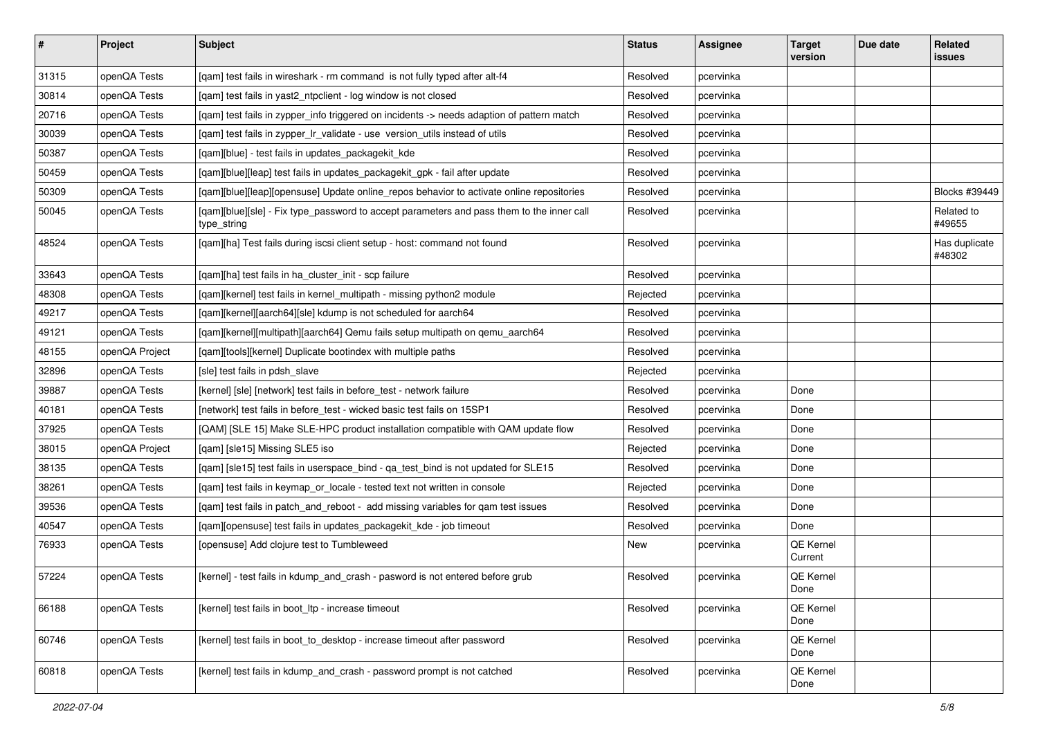| # | Project | Subject | Status | Assignee | Target version | Due date | Related issues |
|---|---|---|---|---|---|---|---|
| 31315 | openQA Tests | [qam] test fails in wireshark - rm command is not fully typed after alt-f4 | Resolved | pcervinka | | | |
| 30814 | openQA Tests | [qam] test fails in yast2_ntpclient - log window is not closed | Resolved | pcervinka | | | |
| 20716 | openQA Tests | [qam] test fails in zypper_info triggered on incidents -> needs adaption of pattern match | Resolved | pcervinka | | | |
| 30039 | openQA Tests | [qam] test fails in zypper_lr_validate - use version_utils instead of utils | Resolved | pcervinka | | | |
| 50387 | openQA Tests | [qam][blue] - test fails in updates_packagekit_kde | Resolved | pcervinka | | | |
| 50459 | openQA Tests | [qam][blue][leap] test fails in updates_packagekit_gpk - fail after update | Resolved | pcervinka | | | |
| 50309 | openQA Tests | [qam][blue][leap][opensuse] Update online_repos behavior to activate online repositories | Resolved | pcervinka | | | Blocks #39449 |
| 50045 | openQA Tests | [qam][blue][sle] - Fix type_password to accept parameters and pass them to the inner call type_string | Resolved | pcervinka | | | Related to #49655 |
| 48524 | openQA Tests | [qam][ha] Test fails during iscsi client setup - host: command not found | Resolved | pcervinka | | | Has duplicate #48302 |
| 33643 | openQA Tests | [qam][ha] test fails in ha_cluster_init - scp failure | Resolved | pcervinka | | | |
| 48308 | openQA Tests | [qam][kernel] test fails in kernel_multipath - missing python2 module | Rejected | pcervinka | | | |
| 49217 | openQA Tests | [qam][kernel][aarch64][sle] kdump is not scheduled for aarch64 | Resolved | pcervinka | | | |
| 49121 | openQA Tests | [qam][kernel][multipath][aarch64] Qemu fails setup multipath on qemu_aarch64 | Resolved | pcervinka | | | |
| 48155 | openQA Project | [qam][tools][kernel] Duplicate bootindex with multiple paths | Resolved | pcervinka | | | |
| 32896 | openQA Tests | [sle] test fails in pdsh_slave | Rejected | pcervinka | | | |
| 39887 | openQA Tests | [kernel] [sle] [network] test fails in before_test - network failure | Resolved | pcervinka | Done | | |
| 40181 | openQA Tests | [network] test fails in before_test - wicked basic test fails on 15SP1 | Resolved | pcervinka | Done | | |
| 37925 | openQA Tests | [QAM] [SLE 15] Make SLE-HPC product installation compatible with QAM update flow | Resolved | pcervinka | Done | | |
| 38015 | openQA Project | [qam] [sle15] Missing SLE5 iso | Rejected | pcervinka | Done | | |
| 38135 | openQA Tests | [qam] [sle15] test fails in userspace_bind - qa_test_bind is not updated for SLE15 | Resolved | pcervinka | Done | | |
| 38261 | openQA Tests | [qam] test fails in keymap_or_locale - tested text not written in console | Rejected | pcervinka | Done | | |
| 39536 | openQA Tests | [qam] test fails in patch_and_reboot - add missing variables for qam test issues | Resolved | pcervinka | Done | | |
| 40547 | openQA Tests | [qam][opensuse] test fails in updates_packagekit_kde - job timeout | Resolved | pcervinka | Done | | |
| 76933 | openQA Tests | [opensuse] Add clojure test to Tumbleweed | New | pcervinka | QE Kernel Current | | |
| 57224 | openQA Tests | [kernel] - test fails in kdump_and_crash - pasword is not entered before grub | Resolved | pcervinka | QE Kernel Done | | |
| 66188 | openQA Tests | [kernel] test fails in boot_ltp - increase timeout | Resolved | pcervinka | QE Kernel Done | | |
| 60746 | openQA Tests | [kernel] test fails in boot_to_desktop - increase timeout after password | Resolved | pcervinka | QE Kernel Done | | |
| 60818 | openQA Tests | [kernel] test fails in kdump_and_crash - password prompt is not catched | Resolved | pcervinka | QE Kernel Done | | |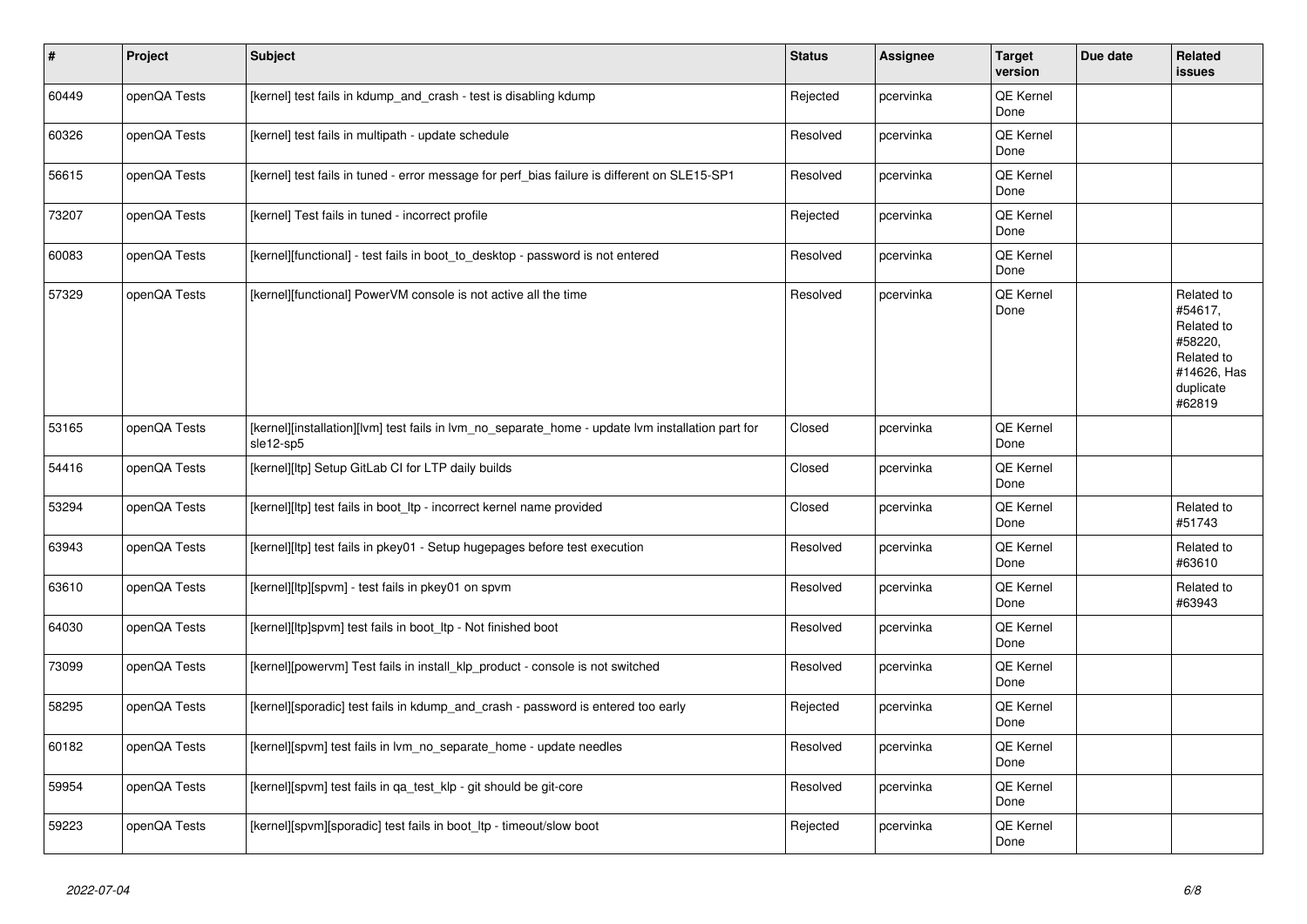| # | Project | Subject | Status | Assignee | Target version | Due date | Related issues |
|---|---|---|---|---|---|---|---|
| 60449 | openQA Tests | [kernel] test fails in kdump_and_crash - test is disabling kdump | Rejected | pcervinka | QE Kernel Done | | |
| 60326 | openQA Tests | [kernel] test fails in multipath - update schedule | Resolved | pcervinka | QE Kernel Done | | |
| 56615 | openQA Tests | [kernel] test fails in tuned - error message for perf_bias failure is different on SLE15-SP1 | Resolved | pcervinka | QE Kernel Done | | |
| 73207 | openQA Tests | [kernel] Test fails in tuned - incorrect profile | Rejected | pcervinka | QE Kernel Done | | |
| 60083 | openQA Tests | [kernel][functional] - test fails in boot_to_desktop - password is not entered | Resolved | pcervinka | QE Kernel Done | | |
| 57329 | openQA Tests | [kernel][functional] PowerVM console is not active all the time | Resolved | pcervinka | QE Kernel Done | | Related to #54617, Related to #58220, Related to #14626, Has duplicate #62819 |
| 53165 | openQA Tests | [kernel][installation][lvm] test fails in lvm_no_separate_home - update lvm installation part for sle12-sp5 | Closed | pcervinka | QE Kernel Done | | |
| 54416 | openQA Tests | [kernel][ltp] Setup GitLab CI for LTP daily builds | Closed | pcervinka | QE Kernel Done | | |
| 53294 | openQA Tests | [kernel][ltp] test fails in boot_ltp - incorrect kernel name provided | Closed | pcervinka | QE Kernel Done | | Related to #51743 |
| 63943 | openQA Tests | [kernel][ltp] test fails in pkey01 - Setup hugepages before test execution | Resolved | pcervinka | QE Kernel Done | | Related to #63610 |
| 63610 | openQA Tests | [kernel][ltp][spvm] - test fails in pkey01 on spvm | Resolved | pcervinka | QE Kernel Done | | Related to #63943 |
| 64030 | openQA Tests | [kernel][ltp]spvm] test fails in boot_ltp - Not finished boot | Resolved | pcervinka | QE Kernel Done | | |
| 73099 | openQA Tests | [kernel][powervm] Test fails in install_klp_product - console is not switched | Resolved | pcervinka | QE Kernel Done | | |
| 58295 | openQA Tests | [kernel][sporadic] test fails in kdump_and_crash - password is entered too early | Rejected | pcervinka | QE Kernel Done | | |
| 60182 | openQA Tests | [kernel][spvm] test fails in lvm_no_separate_home - update needles | Resolved | pcervinka | QE Kernel Done | | |
| 59954 | openQA Tests | [kernel][spvm] test fails in qa_test_klp - git should be git-core | Resolved | pcervinka | QE Kernel Done | | |
| 59223 | openQA Tests | [kernel][spvm][sporadic] test fails in boot_ltp - timeout/slow boot | Rejected | pcervinka | QE Kernel Done | | |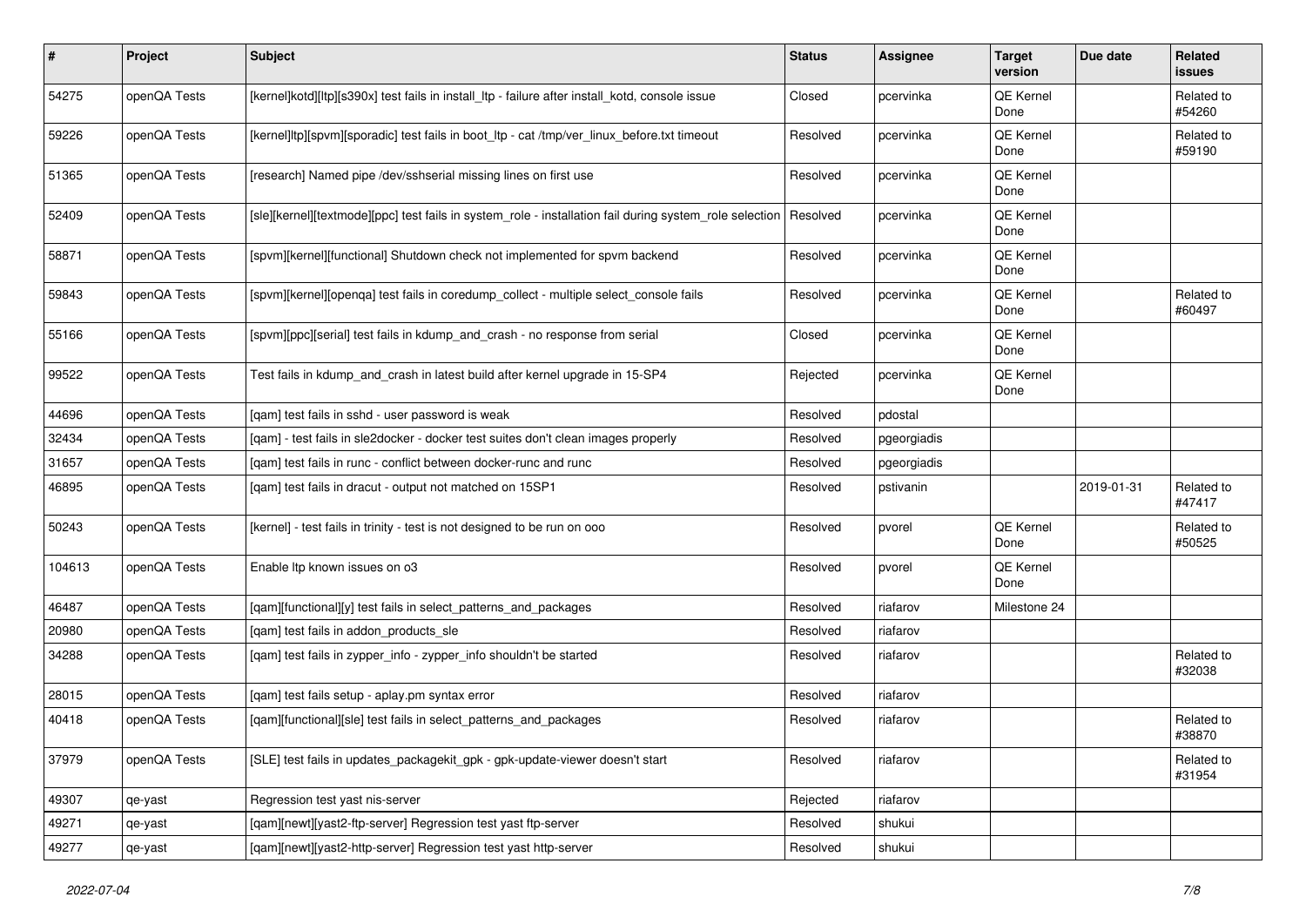| # | Project | Subject | Status | Assignee | Target version | Due date | Related issues |
|---|---|---|---|---|---|---|---|
| 54275 | openQA Tests | [kernel]kotd][ltp][s390x] test fails in install_ltp - failure after install_kotd, console issue | Closed | pcervinka | QE Kernel Done | | Related to #54260 |
| 59226 | openQA Tests | [kernel]ltp][spvm][sporadic] test fails in boot_ltp - cat /tmp/ver_linux_before.txt timeout | Resolved | pcervinka | QE Kernel Done | | Related to #59190 |
| 51365 | openQA Tests | [research] Named pipe /dev/sshserial missing lines on first use | Resolved | pcervinka | QE Kernel Done | | |
| 52409 | openQA Tests | [sle][kernel][textmode][ppc] test fails in system_role - installation fail during system_role selection | Resolved | pcervinka | QE Kernel Done | | |
| 58871 | openQA Tests | [spvm][kernel][functional] Shutdown check not implemented for spvm backend | Resolved | pcervinka | QE Kernel Done | | |
| 59843 | openQA Tests | [spvm][kernel][openqa] test fails in coredump_collect - multiple select_console fails | Resolved | pcervinka | QE Kernel Done | | Related to #60497 |
| 55166 | openQA Tests | [spvm][ppc][serial] test fails in kdump_and_crash - no response from serial | Closed | pcervinka | QE Kernel Done | | |
| 99522 | openQA Tests | Test fails in kdump_and_crash in latest build after kernel upgrade in 15-SP4 | Rejected | pcervinka | QE Kernel Done | | |
| 44696 | openQA Tests | [qam] test fails in sshd - user password is weak | Resolved | pdostal | | | |
| 32434 | openQA Tests | [qam] - test fails in sle2docker - docker test suites don't clean images properly | Resolved | pgeorgiadis | | | |
| 31657 | openQA Tests | [qam] test fails in runc - conflict between docker-runc and runc | Resolved | pgeorgiadis | | | |
| 46895 | openQA Tests | [qam] test fails in dracut - output not matched on 15SP1 | Resolved | pstivanin | | 2019-01-31 | Related to #47417 |
| 50243 | openQA Tests | [kernel] - test fails in trinity - test is not designed to be run on ooo | Resolved | pvorel | QE Kernel Done | | Related to #50525 |
| 104613 | openQA Tests | Enable ltp known issues on o3 | Resolved | pvorel | QE Kernel Done | | |
| 46487 | openQA Tests | [qam][functional][y] test fails in select_patterns_and_packages | Resolved | riafarov | Milestone 24 | | |
| 20980 | openQA Tests | [qam] test fails in addon_products_sle | Resolved | riafarov | | | |
| 34288 | openQA Tests | [qam] test fails in zypper_info - zypper_info shouldn't be started | Resolved | riafarov | | | Related to #32038 |
| 28015 | openQA Tests | [qam] test fails setup - aplay.pm syntax error | Resolved | riafarov | | | |
| 40418 | openQA Tests | [qam][functional][sle] test fails in select_patterns_and_packages | Resolved | riafarov | | | Related to #38870 |
| 37979 | openQA Tests | [SLE] test fails in updates_packagekit_gpk - gpk-update-viewer doesn't start | Resolved | riafarov | | | Related to #31954 |
| 49307 | qe-yast | Regression test yast nis-server | Rejected | riafarov | | | |
| 49271 | qe-yast | [qam][newt][yast2-ftp-server] Regression test yast ftp-server | Resolved | shukui | | | |
| 49277 | qe-yast | [qam][newt][yast2-http-server] Regression test yast http-server | Resolved | shukui | | | |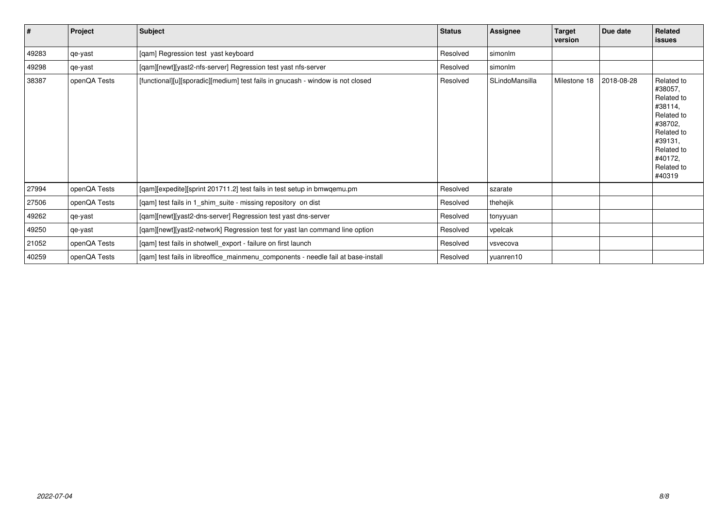| # | Project | Subject | Status | Assignee | Target version | Due date | Related issues |
|---|---|---|---|---|---|---|---|
| 49283 | qe-yast | [qam] Regression test  yast keyboard | Resolved | simonlm | | | |
| 49298 | qe-yast | [qam][newt][yast2-nfs-server] Regression test yast nfs-server | Resolved | simonlm | | | |
| 38387 | openQA Tests | [functional][u][sporadic][medium] test fails in gnucash - window is not closed | Resolved | SLindoMansilla | Milestone 18 | 2018-08-28 | Related to #38057, Related to #38114, Related to #38702, Related to #39131, Related to #40172, Related to #40319 |
| 27994 | openQA Tests | [qam][expedite][sprint 201711.2] test fails in test setup in bmwqemu.pm | Resolved | szarate | | | |
| 27506 | openQA Tests | [qam] test fails in 1_shim_suite - missing repository  on dist | Resolved | thehejik | | | |
| 49262 | qe-yast | [qam][newt][yast2-dns-server] Regression test yast dns-server | Resolved | tonyyuan | | | |
| 49250 | qe-yast | [qam][newt][yast2-network] Regression test for yast lan command line option | Resolved | vpelcak | | | |
| 21052 | openQA Tests | [qam] test fails in shotwell_export - failure on first launch | Resolved | vsvecova | | | |
| 40259 | openQA Tests | [qam] test fails in libreoffice_mainmenu_components - needle fail at base-install | Resolved | yuanren10 | | | |